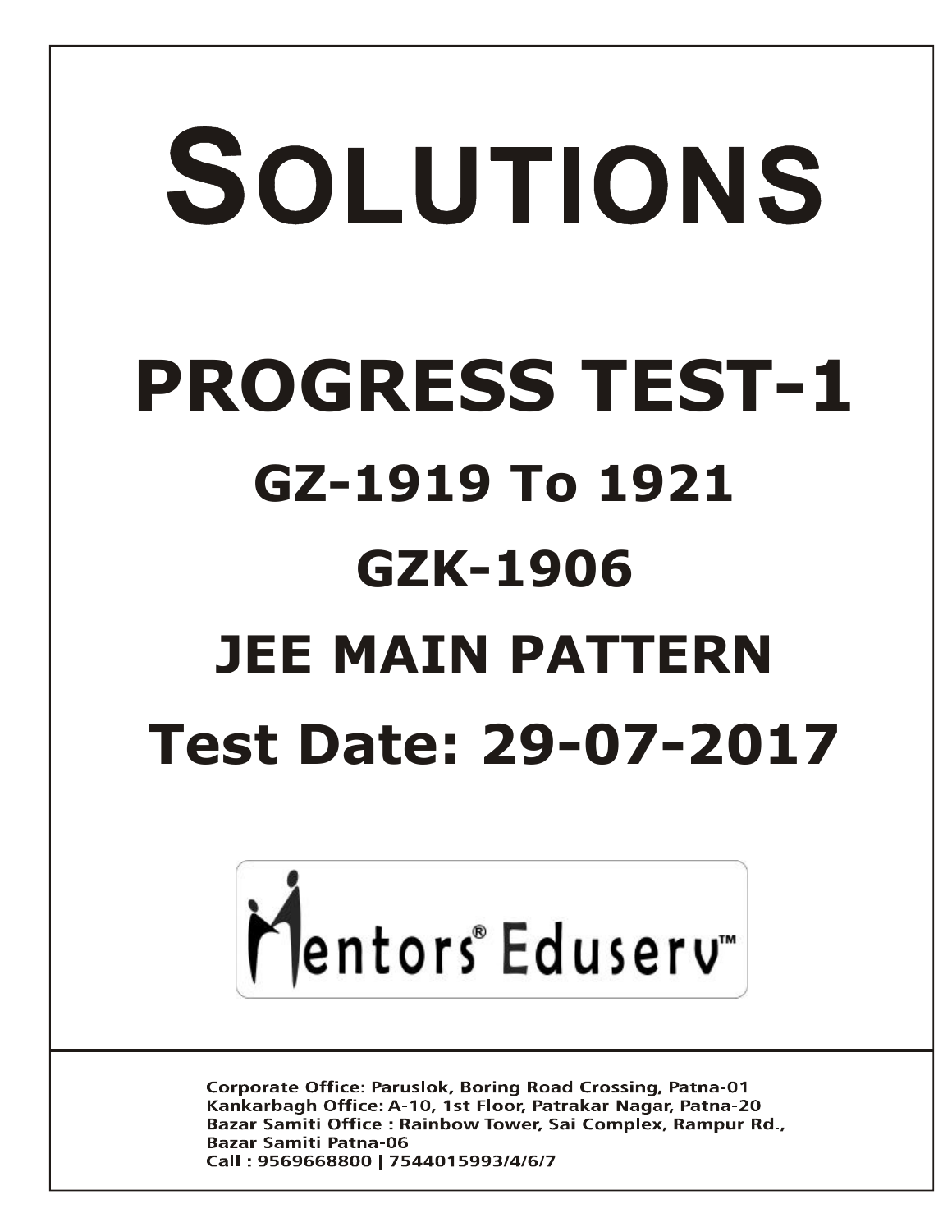# SOLUTIONS

# PROGRESS TEST-1

## GZ-1919 To 1921

## GZK-1906

## JEE MAIN PATTERN

## Test Date: 29-07-2017

Mentors® Eduserv™

Corporate Office: Paruslok, Boring Road Crossing, Patna-01
Kankarbagh Office: A-10, 1st Floor, Patrakar Nagar, Patna-20
Bazar Samiti Office : Rainbow Tower, Sai Complex, Rampur Rd., Bazar Samiti Patna-06
Call : 9569668800 | 7544015993/4/6/7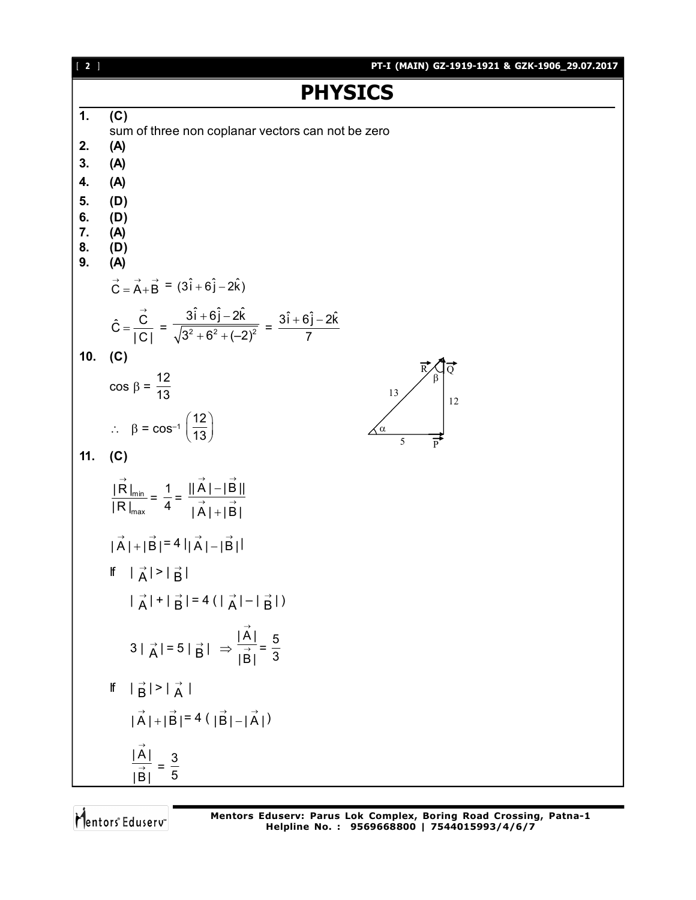# PHYSICS

**1.** **(C)**

sum of three non coplanar vectors can not be zero

**2.** **(A)**

**3.** **(A)**

**4.** **(A)**

**5.** **(D)**

**6.** **(D)**

**7.** **(A)**

**8.** **(D)**

**9.** **(A)**

$$\vec{C} = \vec{A} + \vec{B} = (3\hat{i} + 6\hat{j} - 2\hat{k})$$

$$\hat{C} = \frac{\vec{C}}{|C|} = \frac{3\hat{i} + 6\hat{j} - 2\hat{k}}{\sqrt{3^2 + 6^2 + (-2)^2}} = \frac{3\hat{i} + 6\hat{j} - 2\hat{k}}{7}$$

**10.** **(C)**

$$\cos \beta = \frac{12}{13}$$

$$\therefore \quad \beta = \cos^{-1}\left(\frac{12}{13}\right)$$

**11.** **(C)**

$$\frac{|\vec{R}|_{min}}{|R|_{max}} = \frac{1}{4} = \frac{||\vec{A}| - |\vec{B}||}{|\vec{A}| + |\vec{B}|}$$

$$|\vec{A}| + |\vec{B}| = 4\,||\vec{A}| - |\vec{B}||$$

If $|\vec{A}| > |\vec{B}|$

$$|\vec{A}| + |\vec{B}| = 4\,(|\vec{A}| - |\vec{B}|)$$

$$3|\vec{A}| = 5|\vec{B}| \;\Rightarrow\; \frac{|\vec{A}|}{|\vec{B}|} = \frac{5}{3}$$

If $|\vec{B}| > |\vec{A}|$

$$|\vec{A}| + |\vec{B}| = 4\,(|\vec{B}| - |\vec{A}|)$$

$$\frac{|\vec{A}|}{|\vec{B}|} = \frac{3}{5}$$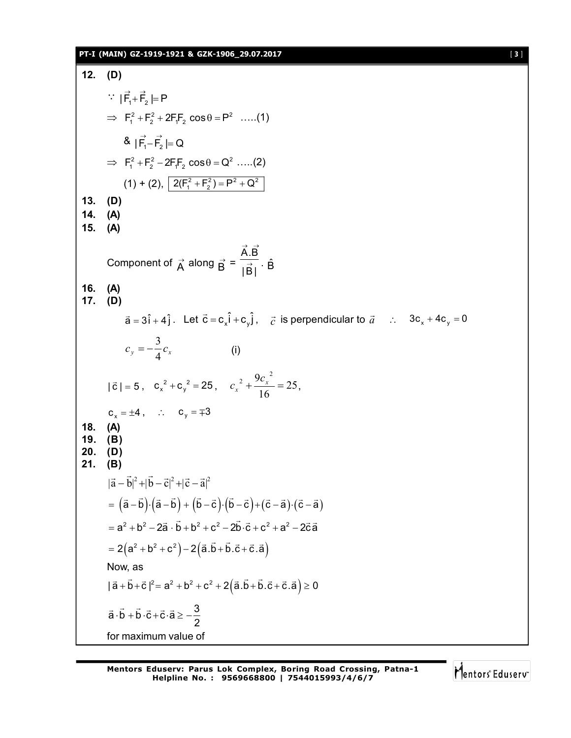**12. (D)**

$\because |\vec{F}_1 + \vec{F}_2| = P$

$\Rightarrow F_1^2 + F_2^2 + 2F_1F_2 \cos\theta = P^2$ .....(1)

& $|\vec{F}_1 - \vec{F}_2| = Q$

$\Rightarrow F_1^2 + F_2^2 - 2F_1F_2 \cos\theta = Q^2$ .....(2)

(1) + (2), $\boxed{2(F_1^2 + F_2^2) = P^2 + Q^2}$

**13. (D)**

**14. (A)**

**15. (A)**

Component of $\vec{A}$ along $\vec{B}$ = $\dfrac{\vec{A}.\vec{B}}{|\vec{B}|} \cdot \hat{B}$

**16. (A)**

**17. (D)**

$\vec{a} = 3\hat{i} + 4\hat{j}$. Let $\vec{c} = c_x\hat{i} + c_y\hat{j}$, $\vec{c}$ is perpendicular to $\vec{a}$ $\quad \therefore \quad 3c_x + 4c_y = 0$

$c_y = -\dfrac{3}{4}c_x$ (i)

$|\vec{c}| = 5$, $\quad c_x^2 + c_y^2 = 25$, $\quad c_x^2 + \dfrac{9c_x^2}{16} = 25$,

$c_x = \pm 4$, $\quad \therefore \quad c_y = \mp 3$

**18. (A)**

**19. (B)**

**20. (D)**

**21. (B)**

$|\vec{a} - \vec{b}|^2 + |\vec{b} - \vec{c}|^2 + |\vec{c} - \vec{a}|^2$

$= (\vec{a} - \vec{b}) \cdot (\vec{a} - \vec{b}) + (\vec{b} - \vec{c}) \cdot (\vec{b} - \vec{c}) + (\vec{c} - \vec{a}) \cdot (\vec{c} - \vec{a})$

$= a^2 + b^2 - 2\vec{a} \cdot \vec{b} + b^2 + c^2 - 2\vec{b} \cdot \vec{c} + c^2 + a^2 - 2\vec{c}\vec{a}$

$= 2(a^2 + b^2 + c^2) - 2(\vec{a}.\vec{b} + \vec{b}.\vec{c} + \vec{c}.\vec{a})$

Now, as

$|\vec{a} + \vec{b} + \vec{c}|^2 = a^2 + b^2 + c^2 + 2(\vec{a}.\vec{b} + \vec{b}.\vec{c} + \vec{c}.\vec{a}) \geq 0$

$\vec{a} \cdot \vec{b} + \vec{b} \cdot \vec{c} + \vec{c} \cdot \vec{a} \geq -\dfrac{3}{2}$

for maximum value of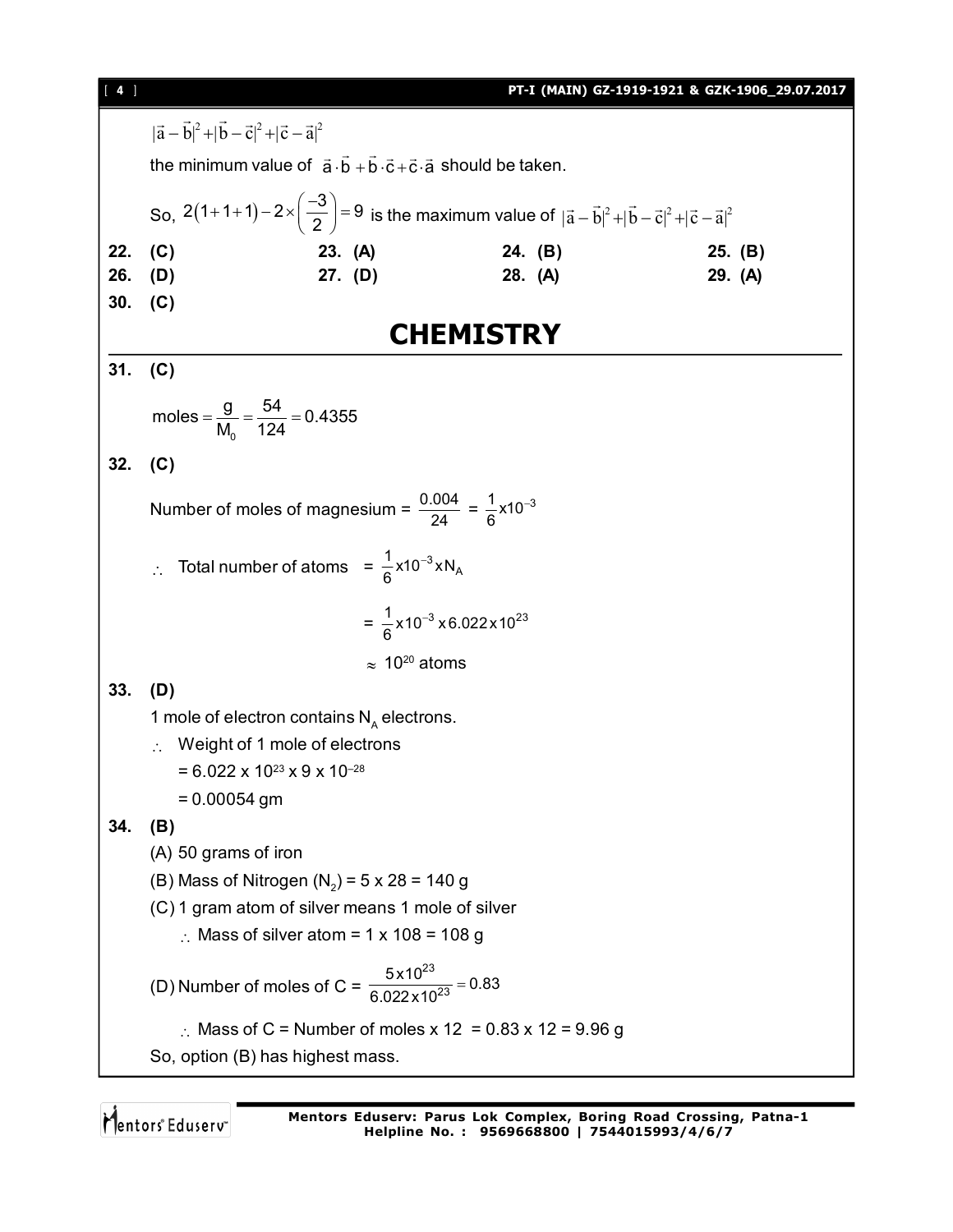$|\vec{a}-\vec{b}|^2+|\vec{b}-\vec{c}|^2+|\vec{c}-\vec{a}|^2$

the minimum value of $\vec{a}\cdot\vec{b}+\vec{b}\cdot\vec{c}+\vec{c}\cdot\vec{a}$ should be taken.

So, $2(1+1+1)-2\times\left(\frac{-3}{2}\right)=9$ is the maximum value of $|\vec{a}-\vec{b}|^2+|\vec{b}-\vec{c}|^2+|\vec{c}-\vec{a}|^2$

**22. (C)** **23. (A)** **24. (B)** **25. (B)**
**26. (D)** **27. (D)** **28. (A)** **29. (A)**
**30. (C)**

# CHEMISTRY

**31. (C)**

$$\text{moles} = \frac{g}{M_0} = \frac{54}{124} = 0.4355$$

**32. (C)**

Number of moles of magnesium = $\frac{0.004}{24} = \frac{1}{6}\times 10^{-3}$

$\therefore$ Total number of atoms $= \frac{1}{6}\times 10^{-3}\times N_A$

$= \frac{1}{6}\times 10^{-3}\times 6.022\times 10^{23}$

$\approx 10^{20}$ atoms

**33. (D)**

1 mole of electron contains $N_A$ electrons.

$\therefore$ Weight of 1 mole of electrons

$= 6.022 \times 10^{23} \times 9 \times 10^{-28}$

$= 0.00054$ gm

**34. (B)**

(A) 50 grams of iron

(B) Mass of Nitrogen ($N_2$) = 5 x 28 = 140 g

(C) 1 gram atom of silver means 1 mole of silver

$\therefore$ Mass of silver atom = 1 x 108 = 108 g

(D) Number of moles of C = $\frac{5\times 10^{23}}{6.022\times 10^{23}} = 0.83$

$\therefore$ Mass of C = Number of moles x 12 = 0.83 x 12 = 9.96 g

So, option (B) has highest mass.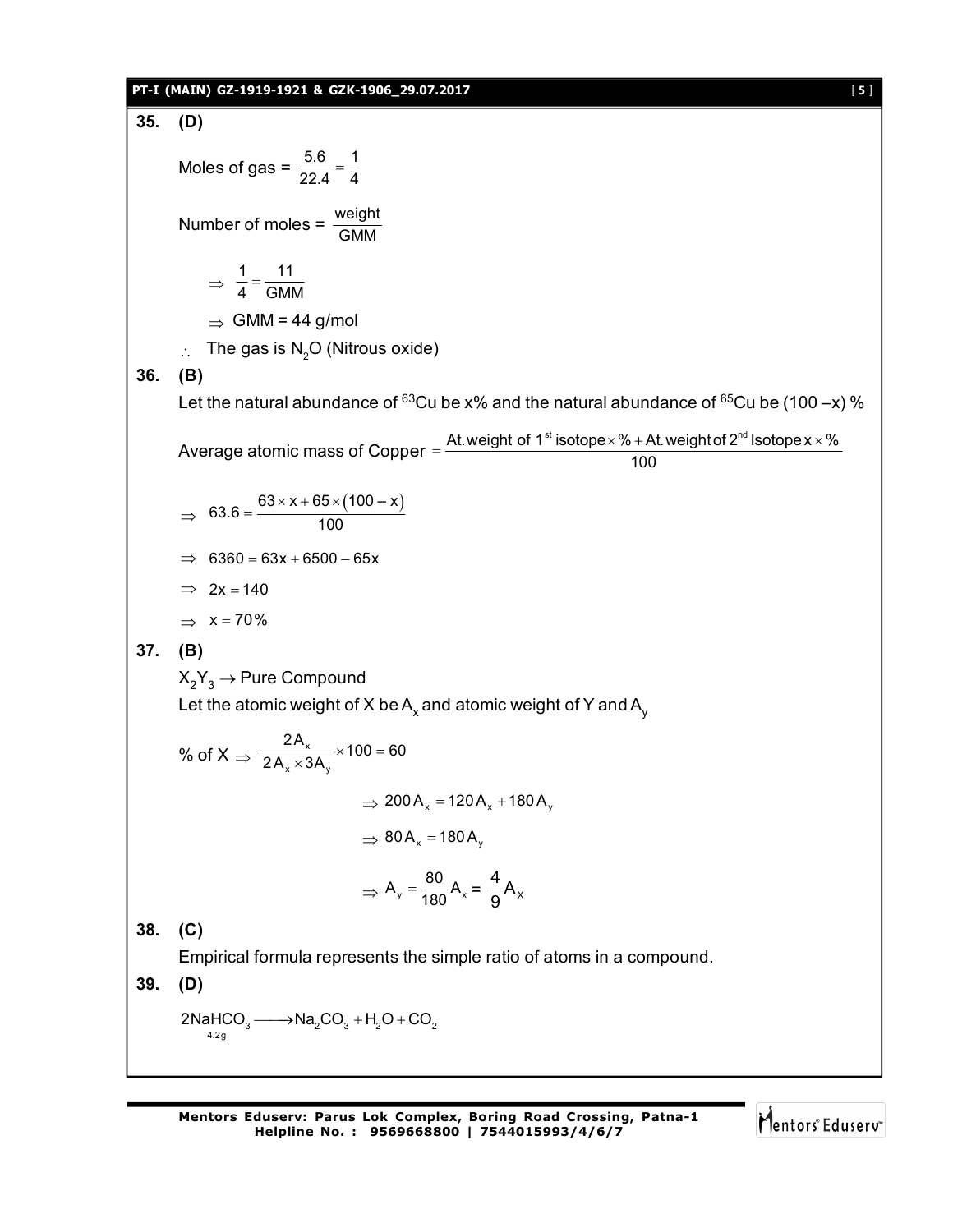**35. (D)**

Moles of gas = $\frac{5.6}{22.4} = \frac{1}{4}$

Number of moles = $\frac{\text{weight}}{\text{GMM}}$

$\Rightarrow \frac{1}{4} = \frac{11}{\text{GMM}}$

$\Rightarrow$ GMM = 44 g/mol

$\therefore$ The gas is $N_2O$ (Nitrous oxide)

**36. (B)**

Let the natural abundance of $^{63}$Cu be x% and the natural abundance of $^{65}$Cu be (100 – x) %

Average atomic mass of Copper $= \frac{\text{At.weight of 1}^{\text{st}} \text{ isotope} \times \% + \text{At.weight of 2}^{\text{nd}} \text{ Isotope x} \times \%}{100}$

$\Rightarrow 63.6 = \frac{63 \times x + 65 \times (100 - x)}{100}$

$\Rightarrow 6360 = 63x + 6500 - 65x$

$\Rightarrow 2x = 140$

$\Rightarrow x = 70\%$

**37. (B)**

$X_2Y_3 \rightarrow$ Pure Compound

Let the atomic weight of X be $A_x$ and atomic weight of Y and $A_y$

% of X $\Rightarrow \frac{2A_x}{2A_x \times 3A_y} \times 100 = 60$

$\Rightarrow 200A_x = 120A_x + 180A_y$

$\Rightarrow 80A_x = 180A_y$

$\Rightarrow A_y = \frac{80}{180}A_x = \frac{4}{9}A_X$

**38. (C)**

Empirical formula represents the simple ratio of atoms in a compound.

**39. (D)**

$\underset{4.2g}{2NaHCO_3} \longrightarrow Na_2CO_3 + H_2O + CO_2$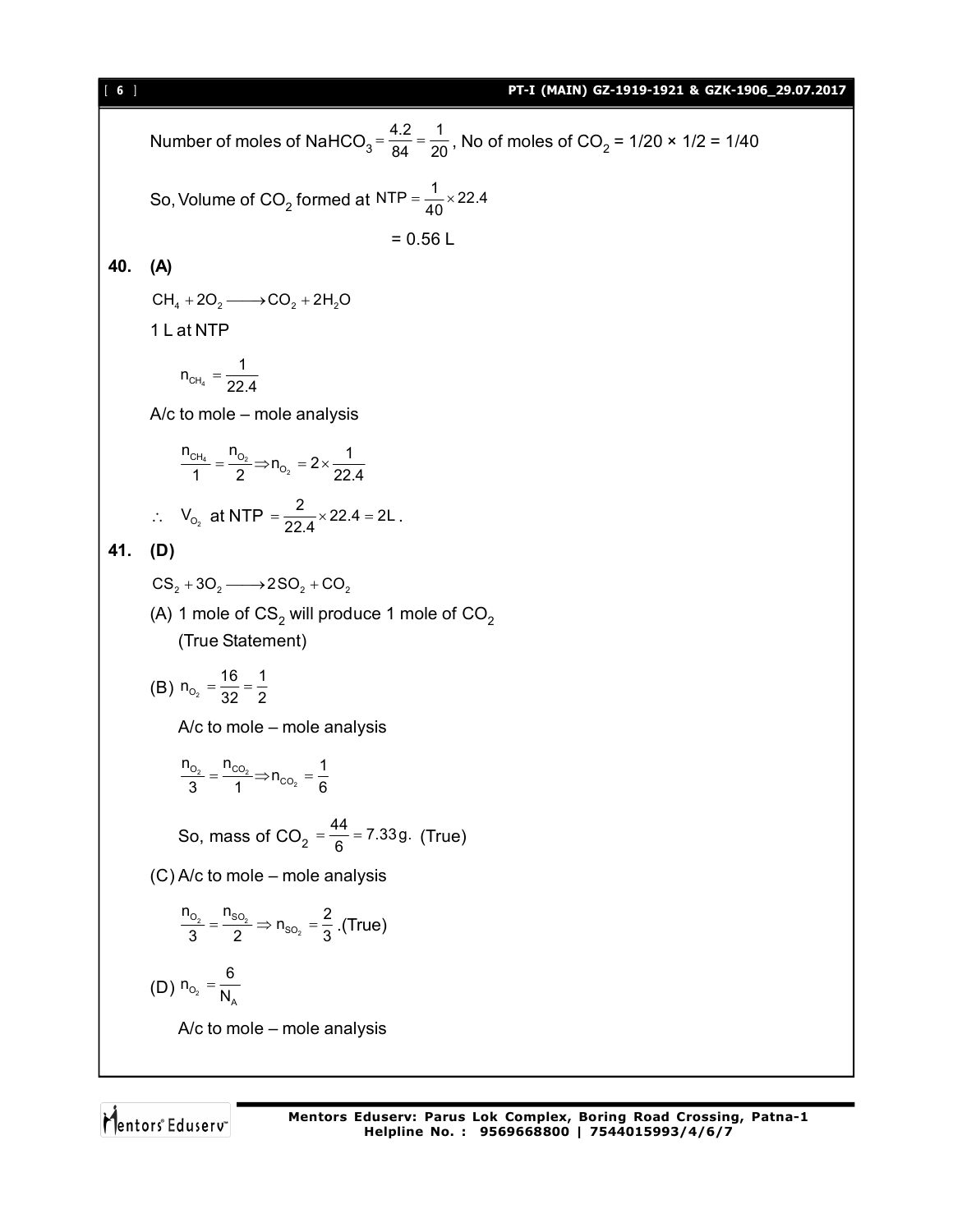Number of moles of $NaHCO_3 = \frac{4.2}{84} = \frac{1}{20}$, No of moles of $CO_2$ = 1/20 × 1/2 = 1/40

So, Volume of $CO_2$ formed at $NTP = \frac{1}{40} \times 22.4$

$= 0.56$ L

**40. (A)**

$$CH_4 + 2O_2 \longrightarrow CO_2 + 2H_2O$$

1 L at NTP

$$n_{CH_4} = \frac{1}{22.4}$$

A/c to mole – mole analysis

$$\frac{n_{CH_4}}{1} = \frac{n_{O_2}}{2} \Rightarrow n_{O_2} = 2 \times \frac{1}{22.4}$$

$\therefore$ $V_{O_2}$ at NTP $= \frac{2}{22.4} \times 22.4 = 2L$.

**41. (D)**

$$CS_2 + 3O_2 \longrightarrow 2SO_2 + CO_2$$

(A) 1 mole of $CS_2$ will produce 1 mole of $CO_2$ (True Statement)

(B) $n_{O_2} = \frac{16}{32} = \frac{1}{2}$

A/c to mole – mole analysis

$$\frac{n_{O_2}}{3} = \frac{n_{CO_2}}{1} \Rightarrow n_{CO_2} = \frac{1}{6}$$

So, mass of $CO_2 = \frac{44}{6} = 7.33$g. (True)

(C) A/c to mole – mole analysis

$$\frac{n_{O_2}}{3} = \frac{n_{SO_2}}{2} \Rightarrow n_{SO_2} = \frac{2}{3} \text{.(True)}$$

(D) $n_{O_2} = \frac{6}{N_A}$

A/c to mole – mole analysis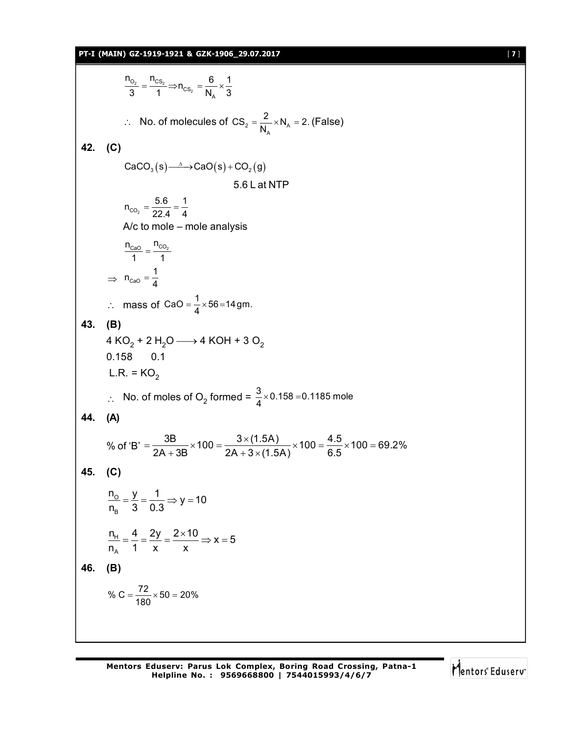$$\frac{n_{O_2}}{3} = \frac{n_{CS_2}}{1} \Rightarrow n_{CS_2} = \frac{6}{N_A} \times \frac{1}{3}$$

$\therefore$ No. of molecules of $CS_2 = \frac{2}{N_A} \times N_A = 2.$ (False)

**42. (C)**

$$CaCO_3(s) \xrightarrow{\Delta} CaO(s) + CO_2(g)$$

5.6 L at NTP

$$n_{CO_2} = \frac{5.6}{22.4} = \frac{1}{4}$$

A/c to mole – mole analysis

$$\frac{n_{CaO}}{1} = \frac{n_{CO_2}}{1}$$

$$\Rightarrow n_{CaO} = \frac{1}{4}$$

$\therefore$ mass of $CaO = \frac{1}{4} \times 56 = 14\,gm.$

**43. (B)**

$$4\,KO_2 + 2\,H_2O \longrightarrow 4\,KOH + 3\,O_2$$

0.158 &nbsp;&nbsp;&nbsp; 0.1

L.R. = $KO_2$

$\therefore$ No. of moles of $O_2$ formed = $\frac{3}{4} \times 0.158 = 0.1185$ mole

**44. (A)**

$$\%\text{ of 'B'} = \frac{3B}{2A+3B} \times 100 = \frac{3 \times (1.5A)}{2A + 3 \times (1.5A)} \times 100 = \frac{4.5}{6.5} \times 100 = 69.2\%$$

**45. (C)**

$$\frac{n_O}{n_B} = \frac{y}{3} = \frac{1}{0.3} \Rightarrow y = 10$$

$$\frac{n_H}{n_A} = \frac{4}{1} = \frac{2y}{x} = \frac{2 \times 10}{x} \Rightarrow x = 5$$

**46. (B)**

$$\%\,C = \frac{72}{180} \times 50 = 20\%$$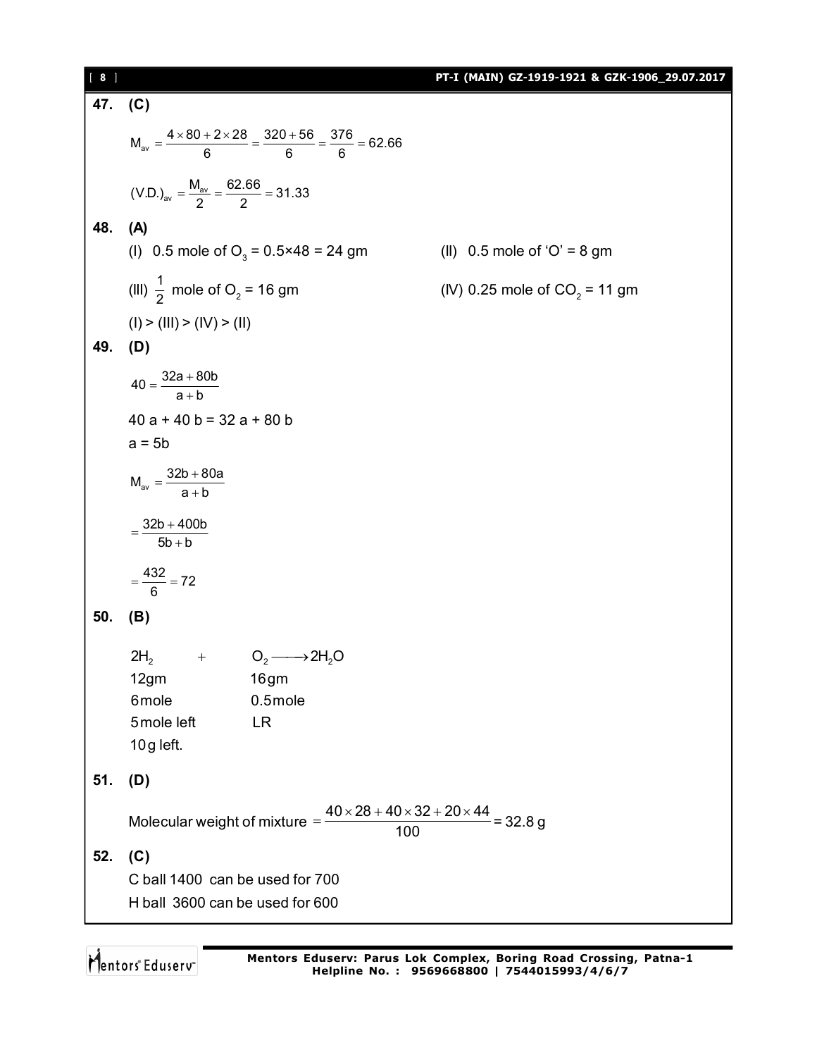**47. (C)**

$$M_{av} = \frac{4\times80+2\times28}{6} = \frac{320+56}{6} = \frac{376}{6} = 62.66$$

$$(V.D.)_{av} = \frac{M_{av}}{2} = \frac{62.66}{2} = 31.33$$

**48. (A)**

(I) 0.5 mole of $O_3$ = 0.5×48 = 24 gm

(II) 0.5 mole of 'O' = 8 gm

(III) $\frac{1}{2}$ mole of $O_2$ = 16 gm

(IV) 0.25 mole of $CO_2$ = 11 gm

(I) > (III) > (IV) > (II)

**49. (D)**

$$40 = \frac{32a+80b}{a+b}$$

40 a + 40 b = 32 a + 80 b

a = 5b

$$M_{av} = \frac{32b+80a}{a+b}$$

$$= \frac{32b+400b}{5b+b}$$

$$= \frac{432}{6} = 72$$

**50. (B)**

| $2H_2$ | + | $O_2 \longrightarrow 2H_2O$ |
|---|---|---|
| 12gm | | 16gm |
| 6mole | | 0.5mole |
| 5mole left | | LR |
| 10g left. | | |

**51. (D)**

Molecular weight of mixture $= \frac{40\times28+40\times32+20\times44}{100}$ = 32.8 g

**52. (C)**

C ball 1400 can be used for 700

H ball 3600 can be used for 600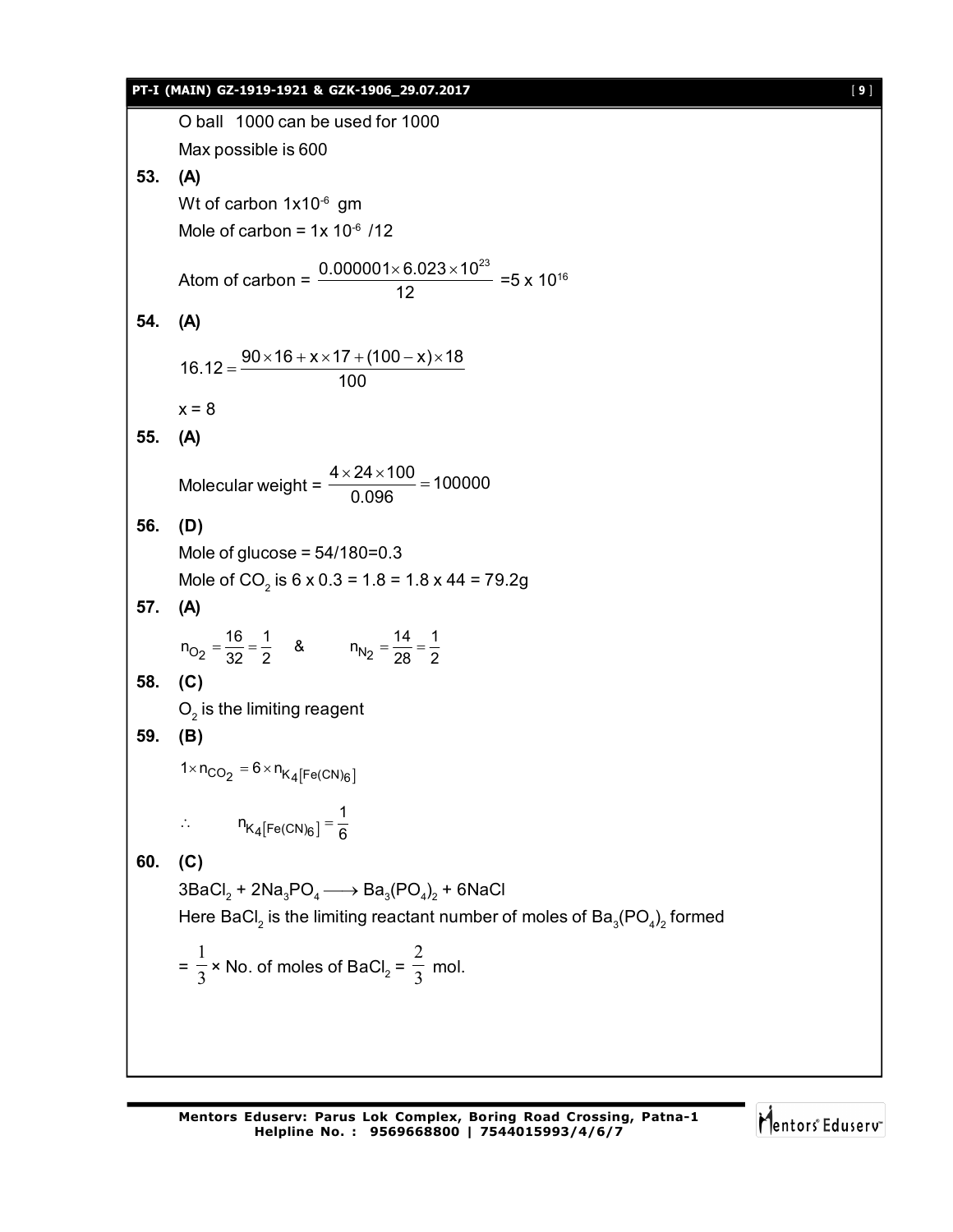O ball 1000 can be used for 1000

Max possible is 600

**53. (A)**

Wt of carbon $1 \times 10^{-6}$ gm

Mole of carbon = $1 \times 10^{-6}$ /12

Atom of carbon = $\dfrac{0.000001 \times 6.023 \times 10^{23}}{12}$ $= 5 \times 10^{16}$

**54. (A)**

$$16.12 = \frac{90 \times 16 + x \times 17 + (100 - x) \times 18}{100}$$

$x = 8$

**55. (A)**

Molecular weight = $\dfrac{4 \times 24 \times 100}{0.096} = 100000$

**56. (D)**

Mole of glucose = 54/180=0.3

Mole of $CO_2$ is 6 x 0.3 = 1.8 = 1.8 x 44 = 79.2g

**57. (A)**

$n_{O_2} = \dfrac{16}{32} = \dfrac{1}{2}$ & $n_{N_2} = \dfrac{14}{28} = \dfrac{1}{2}$

**58. (C)**

$O_2$ is the limiting reagent

**59. (B)**

$$1 \times n_{CO_2} = 6 \times n_{K_4[Fe(CN)_6]}$$

$$\therefore \quad n_{K_4[Fe(CN)_6]} = \frac{1}{6}$$

**60. (C)**

$3BaCl_2 + 2Na_3PO_4 \longrightarrow Ba_3(PO_4)_2 + 6NaCl$

Here $BaCl_2$ is the limiting reactant number of moles of $Ba_3(PO_4)_2$ formed

$= \dfrac{1}{3} \times$ No. of moles of $BaCl_2$ = $\dfrac{2}{3}$ mol.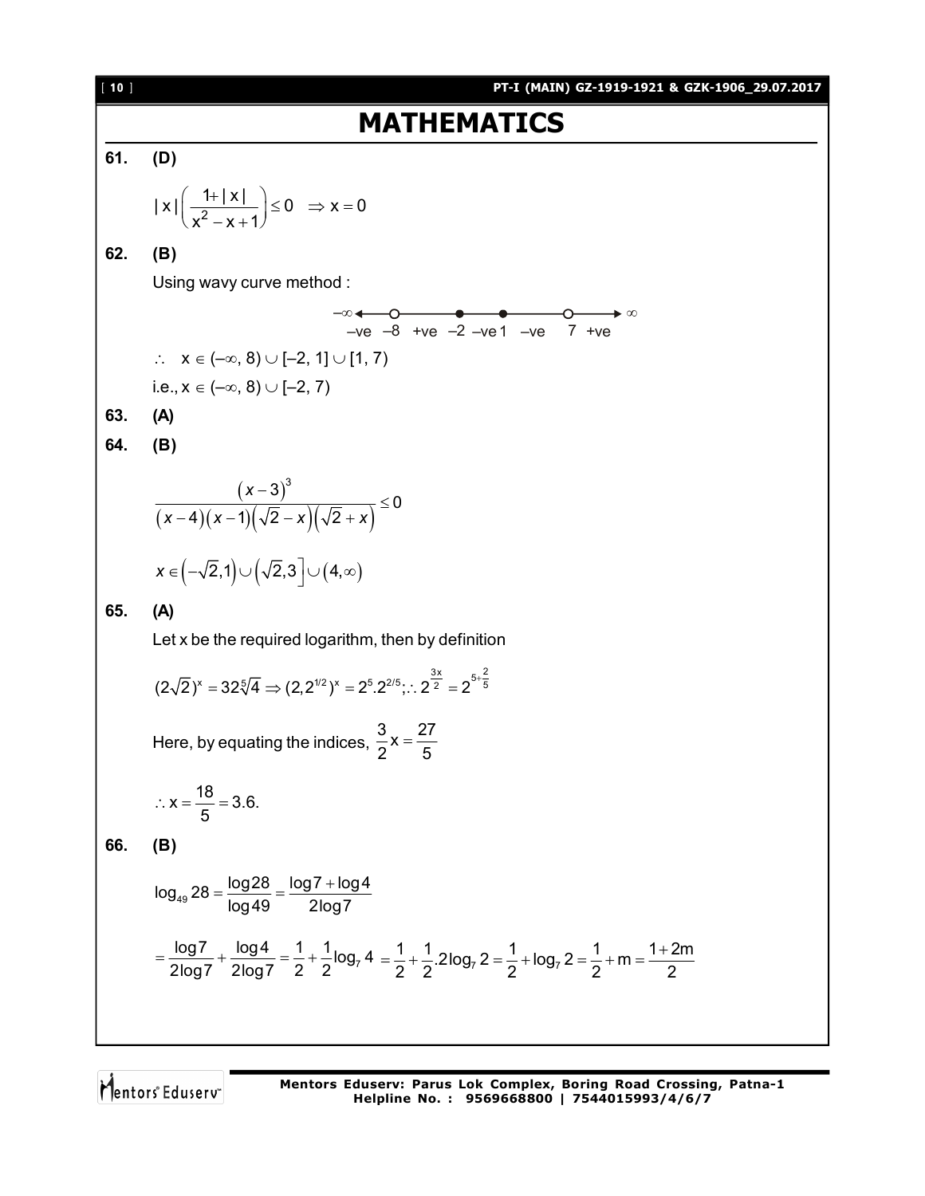# MATHEMATICS

**61.** **(D)**

$$|x|\left(\frac{1+|x|}{x^2-x+1}\right) \le 0 \quad \Rightarrow x = 0$$

**62.** **(B)**

Using wavy curve method :

$-\infty$ ← –ve $-8$ +ve $-2$ –ve $1$ –ve $7$ +ve → $\infty$

$\therefore \quad x \in (-\infty, 8) \cup [-2, 1] \cup [1, 7)$

i.e., $x \in (-\infty, 8) \cup [-2, 7)$

**63.** **(A)**

**64.** **(B)**

$$\frac{(x-3)^3}{(x-4)(x-1)(\sqrt{2}-x)(\sqrt{2}+x)} \le 0$$

$$x \in \left(-\sqrt{2}, 1\right) \cup \left(\sqrt{2}, 3\right] \cup (4, \infty)$$

**65.** **(A)**

Let x be the required logarithm, then by definition

$$(2\sqrt{2})^x = 32\sqrt[5]{4} \Rightarrow (2.2^{1/2})^x = 2^5.2^{2/5}; \therefore 2^{\frac{3x}{2}} = 2^{5+\frac{2}{5}}$$

Here, by equating the indices, $\frac{3}{2}x = \frac{27}{5}$

$$\therefore x = \frac{18}{5} = 3.6.$$

**66.** **(B)**

$$\log_{49} 28 = \frac{\log 28}{\log 49} = \frac{\log 7 + \log 4}{2\log 7}$$

$$= \frac{\log 7}{2\log 7} + \frac{\log 4}{2\log 7} = \frac{1}{2} + \frac{1}{2}\log_7 4 = \frac{1}{2} + \frac{1}{2}.2\log_7 2 = \frac{1}{2} + \log_7 2 = \frac{1}{2} + m = \frac{1+2m}{2}$$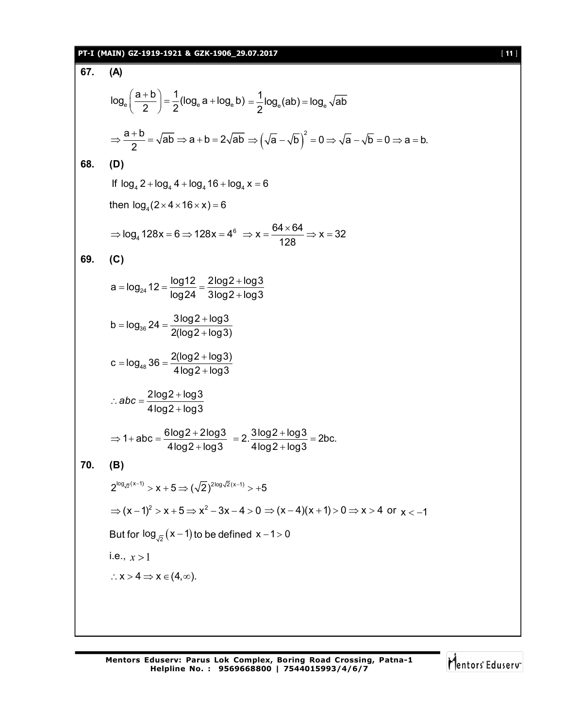**67. (A)**

$$\log_e\left(\frac{a+b}{2}\right) = \frac{1}{2}(\log_e a + \log_e b) = \frac{1}{2}\log_e(ab) = \log_e\sqrt{ab}$$

$$\Rightarrow \frac{a+b}{2} = \sqrt{ab} \Rightarrow a+b = 2\sqrt{ab} \Rightarrow \left(\sqrt{a}-\sqrt{b}\right)^2 = 0 \Rightarrow \sqrt{a}-\sqrt{b} = 0 \Rightarrow a = b.$$

**68. (D)**

If $\log_4 2 + \log_4 4 + \log_4 16 + \log_4 x = 6$

then $\log_4(2\times 4\times 16\times x) = 6$

$$\Rightarrow \log_4 128x = 6 \Rightarrow 128x = 4^6 \Rightarrow x = \frac{64\times 64}{128} \Rightarrow x = 32$$

**69. (C)**

$$a = \log_{24} 12 = \frac{\log 12}{\log 24} = \frac{2\log 2 + \log 3}{3\log 2 + \log 3}$$

$$b = \log_{36} 24 = \frac{3\log 2 + \log 3}{2(\log 2 + \log 3)}$$

$$c = \log_{48} 36 = \frac{2(\log 2 + \log 3)}{4\log 2 + \log 3}$$

$$\therefore abc = \frac{2\log 2 + \log 3}{4\log 2 + \log 3}$$

$$\Rightarrow 1 + abc = \frac{6\log 2 + 2\log 3}{4\log 2 + \log 3} = 2.\frac{3\log 2 + \log 3}{4\log 2 + \log 3} = 2bc.$$

**70. (B)**

$$2^{\log_{\sqrt{2}}(x-1)} > x+5 \Rightarrow (\sqrt{2})^{2\log_{\sqrt{2}}(x-1)} > +5$$

$$\Rightarrow (x-1)^2 > x+5 \Rightarrow x^2 - 3x - 4 > 0 \Rightarrow (x-4)(x+1) > 0 \Rightarrow x > 4 \text{ or } x < -1$$

But for $\log_{\sqrt{2}}(x-1)$ to be defined $x-1>0$

i.e., $x > 1$

$\therefore x > 4 \Rightarrow x \in (4, \infty).$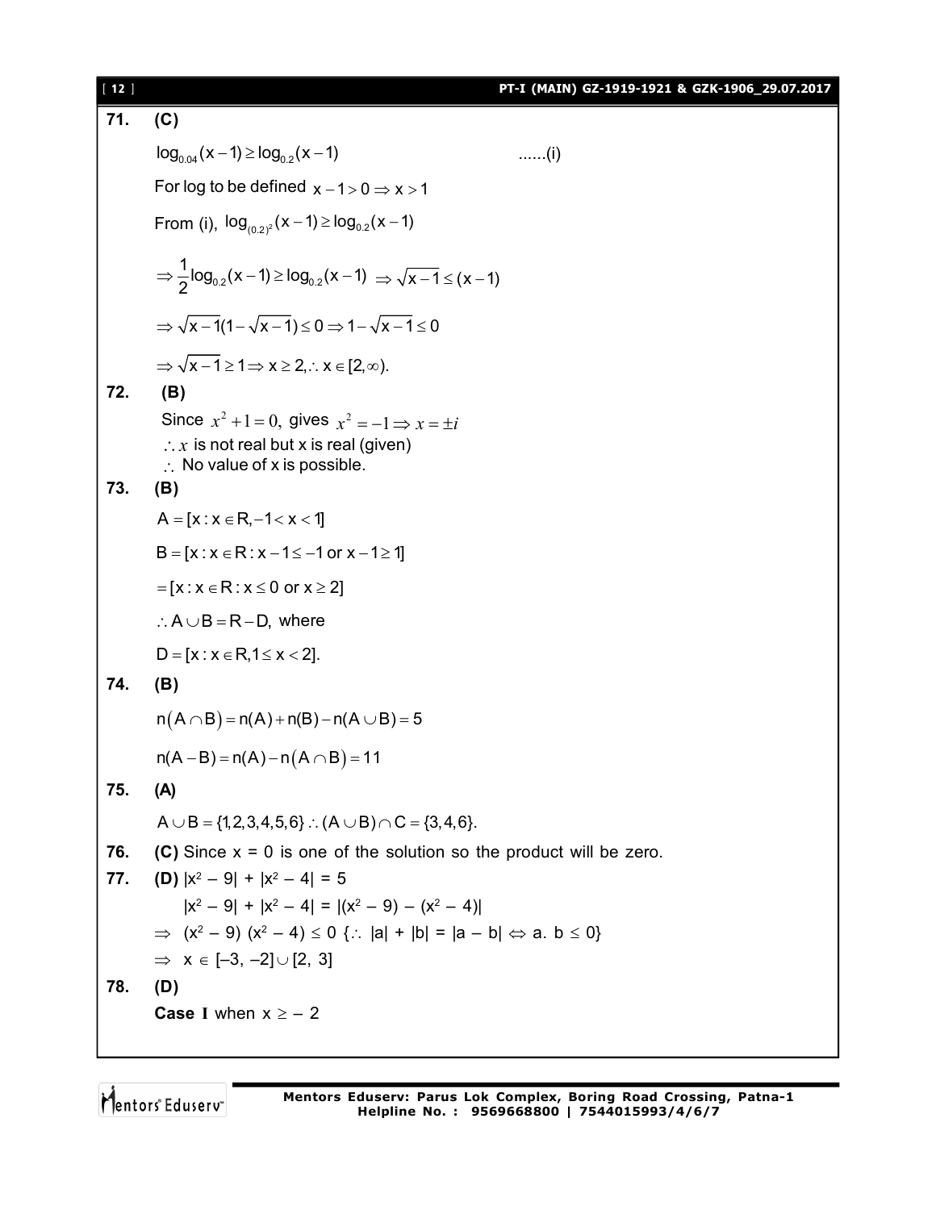**71.** **(C)**

$\log_{0.04}(x-1) \geq \log_{0.2}(x-1)$ ......(i)

For log to be defined $x-1>0 \Rightarrow x>1$

From (i), $\log_{(0.2)^2}(x-1) \geq \log_{0.2}(x-1)$

$\Rightarrow \frac{1}{2}\log_{0.2}(x-1) \geq \log_{0.2}(x-1) \Rightarrow \sqrt{x-1} \leq (x-1)$

$\Rightarrow \sqrt{x-1}(1-\sqrt{x-1}) \leq 0 \Rightarrow 1-\sqrt{x-1} \leq 0$

$\Rightarrow \sqrt{x-1} \geq 1 \Rightarrow x \geq 2, \therefore x \in [2, \infty).$

**72.** **(B)**

Since $x^2+1=0$, gives $x^2=-1 \Rightarrow x = \pm i$

$\therefore x$ is not real but x is real (given)

$\therefore$ No value of x is possible.

**73.** **(B)**

$A = [x : x \in R, -1 < x < 1]$

$B = [x : x \in R : x-1 \leq -1 \text{ or } x-1 \geq 1]$

$= [x : x \in R : x \leq 0 \text{ or } x \geq 2]$

$\therefore A \cup B = R - D$, where

$D = [x : x \in R, 1 \leq x < 2].$

**74.** **(B)**

$n(A \cap B) = n(A) + n(B) - n(A \cup B) = 5$

$n(A - B) = n(A) - n(A \cap B) = 11$

**75.** **(A)**

$A \cup B = \{1,2,3,4,5,6\} \therefore (A \cup B) \cap C = \{3,4,6\}.$

**76.** **(C)** Since x = 0 is one of the solution so the product will be zero.

**77.** **(D)** $|x^2-9| + |x^2-4| = 5$

$|x^2-9| + |x^2-4| = |(x^2-9) - (x^2-4)|$

$\Rightarrow (x^2-9)(x^2-4) \leq 0$ $\{\because |a| + |b| = |a-b| \Leftrightarrow a.\ b \leq 0\}$

$\Rightarrow x \in [-3, -2] \cup [2, 3]$

**78.** **(D)**

**Case I** when $x \geq -2$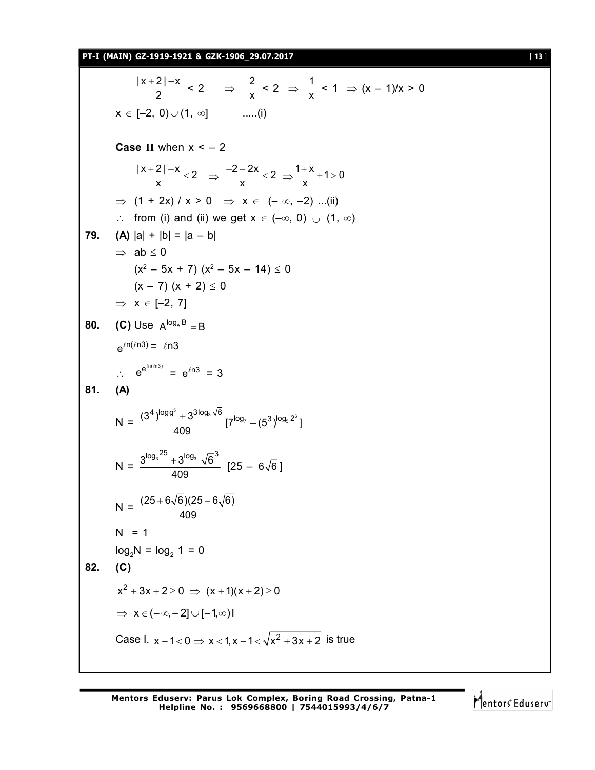$$\frac{|x+2|-x}{2} < 2 \quad \Rightarrow \quad \frac{2}{x} < 2 \ \Rightarrow \ \frac{1}{x} < 1 \ \Rightarrow (x-1)/x > 0$$

$x \in [-2, 0) \cup (1, \infty]$ .....(i)

**Case II** when $x < -2$

$$\frac{|x+2|-x}{x} < 2 \quad \Rightarrow \quad \frac{-2-2x}{x} < 2 \ \Rightarrow \frac{1+x}{x} + 1 > 0$$

$\Rightarrow$ $(1 + 2x) / x > 0$ $\Rightarrow$ $x \in (-\infty, -2)$ ...(ii)

$\therefore$ from (i) and (ii) we get $x \in (-\infty, 0) \cup (1, \infty)$

**79.** **(A)** $|a| + |b| = |a - b|$

$\Rightarrow$ $ab \le 0$

$(x^2 - 5x + 7)(x^2 - 5x - 14) \le 0$

$(x - 7)(x + 2) \le 0$

$\Rightarrow$ $x \in [-2, 7]$

**80.** **(C)** Use $A^{\log_A B} = B$

$e^{\ell n(\ell n 3)} = \ell n 3$

$\therefore$ $e^{e^{\ell n(\ell n 3)}} = e^{\ell n 3} = 3$

**81.** **(A)**

$$N = \frac{(3^4)^{\log_9 5} + 3^{3\log_3 \sqrt{6}}}{409}[7^{\log_7} - (5^3)^{\log_5 2^6}]$$

$$N = \frac{3^{\log_3 25} + 3^{\log_3} \sqrt{6}^3}{409} \ [25 - 6\sqrt{6}]$$

$$N = \frac{(25+6\sqrt{6})(25-6\sqrt{6})}{409}$$

$N = 1$

$\log_2 N = \log_2 1 = 0$

**82.** **(C)**

$x^2 + 3x + 2 \ge 0 \Rightarrow (x+1)(x+2) \ge 0$

$\Rightarrow x \in (-\infty, -2] \cup [-1, \infty) I$

Case I. $x - 1 < 0 \Rightarrow x < 1, x - 1 < \sqrt{x^2 + 3x + 2}$ is true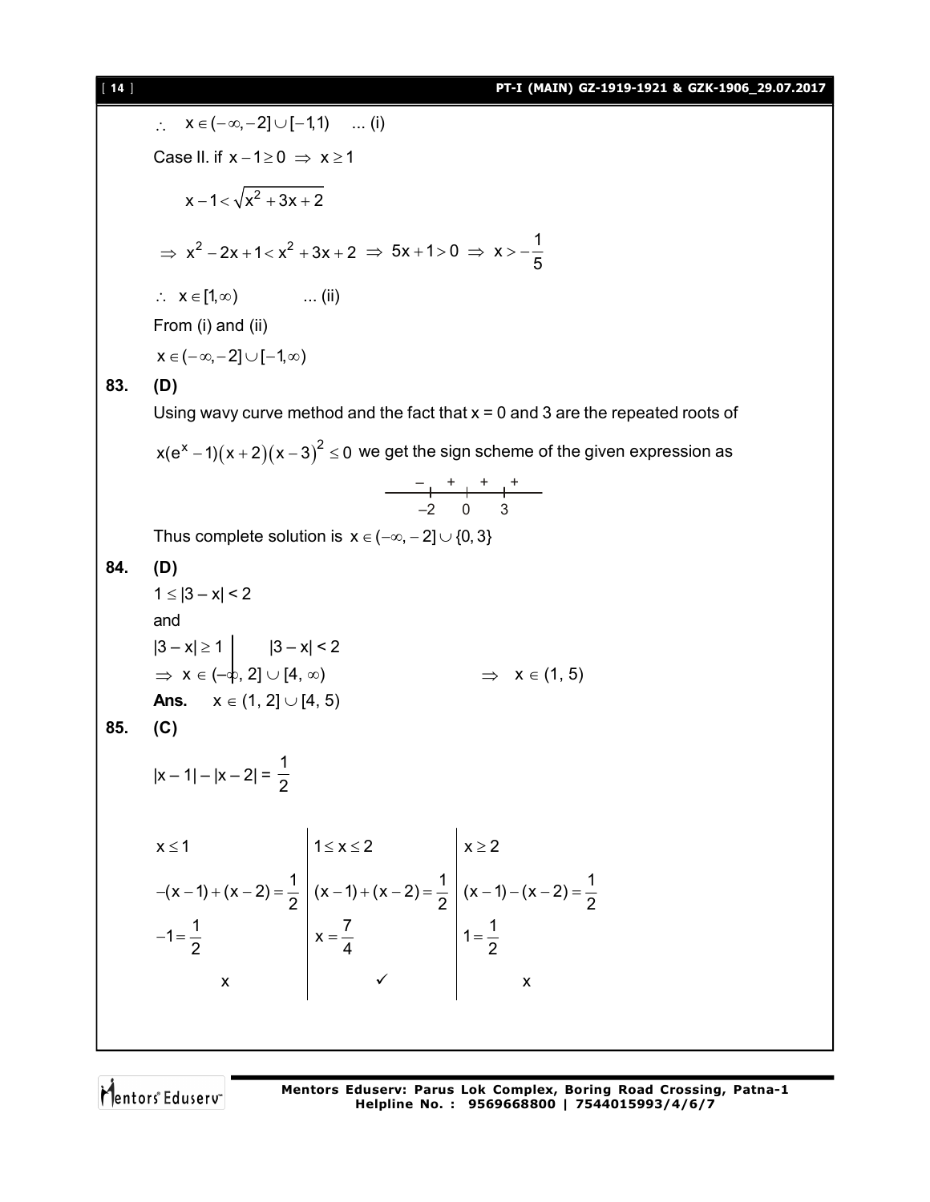$\therefore \quad x \in (-\infty, -2] \cup [-1, 1) \quad ...\text{(i)}$

Case II. if $x - 1 \geq 0 \Rightarrow x \geq 1$

$$x - 1 < \sqrt{x^2 + 3x + 2}$$

$$\Rightarrow x^2 - 2x + 1 < x^2 + 3x + 2 \Rightarrow 5x + 1 > 0 \Rightarrow x > -\frac{1}{5}$$

$\therefore \quad x \in [1, \infty) \qquad ...\text{(ii)}$

From (i) and (ii)

$x \in (-\infty, -2] \cup [-1, \infty)$

**83. (D)**

Using wavy curve method and the fact that x = 0 and 3 are the repeated roots of

$x(e^x - 1)(x+2)(x-3)^2 \leq 0$ we get the sign scheme of the given expression as

$$\underset{-2}{-\ \ |}\ \ \underset{0}{+\ \ |}\ \ \underset{3}{+\ \ |}\ \ +$$

Thus complete solution is $x \in (-\infty, -2] \cup \{0, 3\}$

**84. (D)**

$1 \leq |3 - x| < 2$

and

| $\lvert 3 - x\rvert \geq 1$ | $\lvert 3 - x\rvert < 2$ |
|---|---|
| $\Rightarrow x \in (-\infty, 2] \cup [4, \infty)$ | $\Rightarrow x \in (1, 5)$ |

**Ans.** $x \in (1, 2] \cup [4, 5)$

**85. (C)**

$|x - 1| - |x - 2| = \frac{1}{2}$

| $x \leq 1$ | $1 \leq x \leq 2$ | $x \geq 2$ |
|---|---|---|
| $-(x-1)+(x-2)=\frac{1}{2}$ | $(x-1)+(x-2)=\frac{1}{2}$ | $(x-1)-(x-2)=\frac{1}{2}$ |
| $-1=\frac{1}{2}$ | $x=\frac{7}{4}$ | $1=\frac{1}{2}$ |
| x | ✓ | x |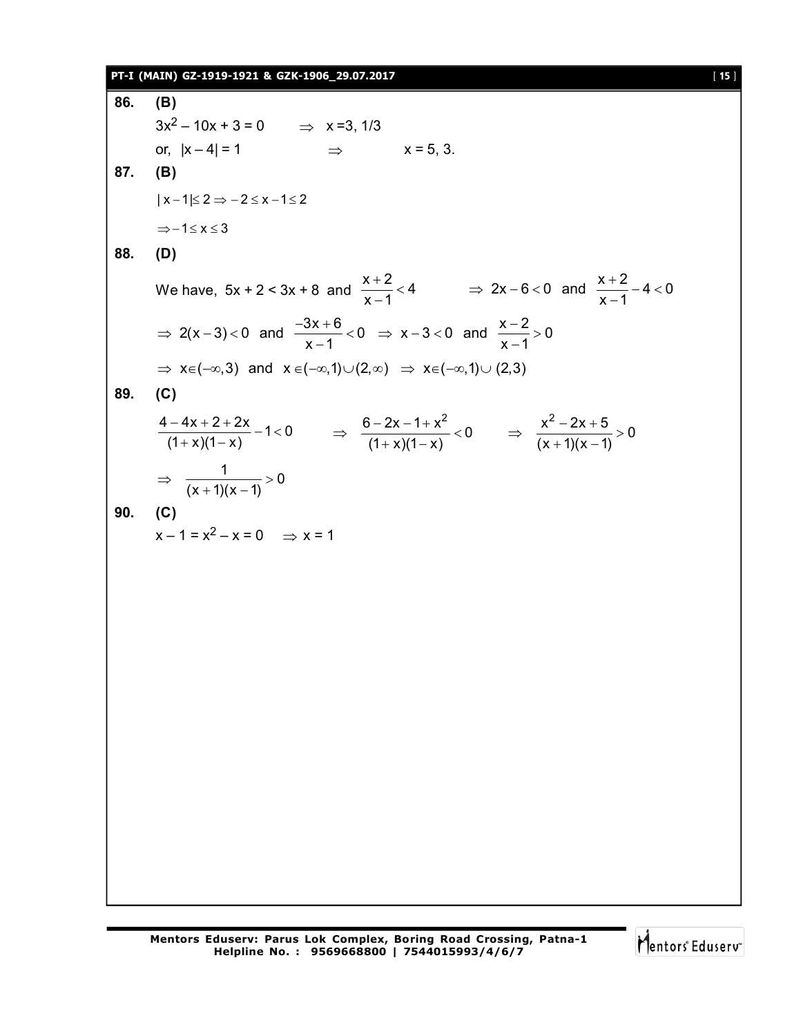**86. (B)**

$3x^2 - 10x + 3 = 0 \quad \Rightarrow \; x = 3, 1/3$

or, $|x - 4| = 1 \quad \Rightarrow \quad x = 5, 3.$

**87. (B)**

$|x-1| \le 2 \Rightarrow -2 \le x - 1 \le 2$

$\Rightarrow -1 \le x \le 3$

**88. (D)**

We have, $5x + 2 < 3x + 8$ and $\dfrac{x+2}{x-1} < 4 \quad \Rightarrow 2x - 6 < 0$ and $\dfrac{x+2}{x-1} - 4 < 0$

$\Rightarrow 2(x-3) < 0$ and $\dfrac{-3x+6}{x-1} < 0 \;\Rightarrow x - 3 < 0$ and $\dfrac{x-2}{x-1} > 0$

$\Rightarrow x \in (-\infty, 3)$ and $x \in (-\infty, 1) \cup (2, \infty) \;\Rightarrow x \in (-\infty, 1) \cup (2, 3)$

**89. (C)**

$\dfrac{4 - 4x + 2 + 2x}{(1+x)(1-x)} - 1 < 0 \quad \Rightarrow \; \dfrac{6 - 2x - 1 + x^2}{(1+x)(1-x)} < 0 \quad \Rightarrow \; \dfrac{x^2 - 2x + 5}{(x+1)(x-1)} > 0$

$\Rightarrow \; \dfrac{1}{(x+1)(x-1)} > 0$

**90. (C)**

$x - 1 = x^2 - x = 0 \quad \Rightarrow x = 1$